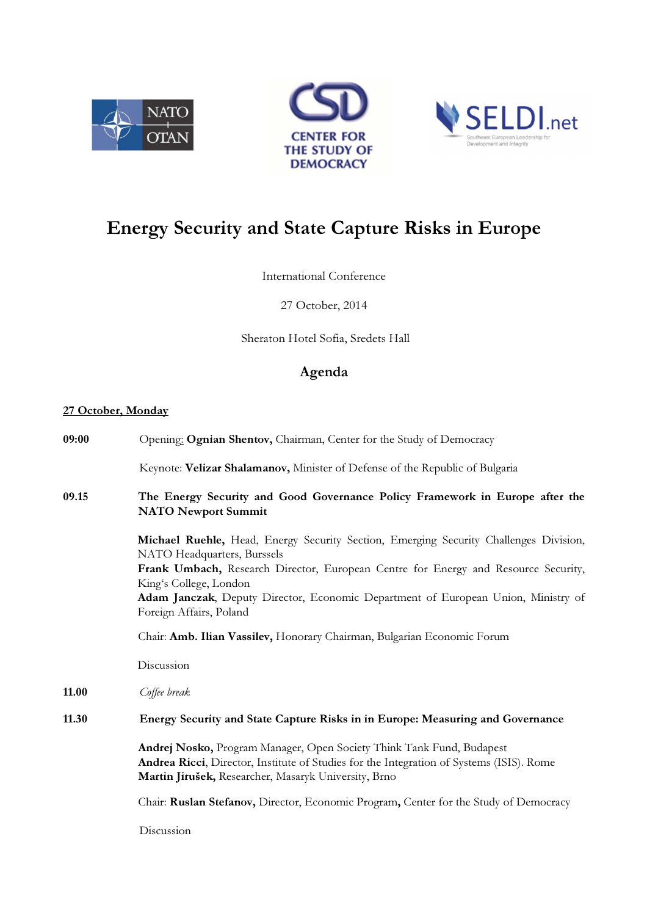# Energy Security and State Capture Risks in Europe

International Conference

27 October, 2014

Sheraton Hotel Sofia, Sredets Hall

## Agenda

**27 October, Monday**

**09:00** Opening: **Ognian Shentov,** Chairman, Center for the Study of Democracy

Keynote: **Velizar Shalamanov,** Minister of Defense of the Republic of Bulgaria

**09.15** **The Energy Security and Good Governance Policy Framework in Europe after the NATO Newport Summit**

**Michael Ruehle,** Head, Energy Security Section, Emerging Security Challenges Division, NATO Headquarters, Burssels
**Frank Umbach,** Research Director, European Centre for Energy and Resource Security, King's College, London
**Adam Janczak**, Deputy Director, Economic Department of European Union, Ministry of Foreign Affairs, Poland

Chair: **Amb. Ilian Vassilev,** Honorary Chairman, Bulgarian Economic Forum

Discussion

**11.00** *Coffee break*

**11.30** **Energy Security and State Capture Risks in in Europe: Measuring and Governance**

**Andrej Nosko,** Program Manager, Open Society Think Tank Fund, Budapest
**Andrea Ricci**, Director, Institute of Studies for the Integration of Systems (ISIS). Rome
**Martin Jirušek,** Researcher, Masaryk University, Brno

Chair: **Ruslan Stefanov,** Director, Economic Program**,** Center for the Study of Democracy

Discussion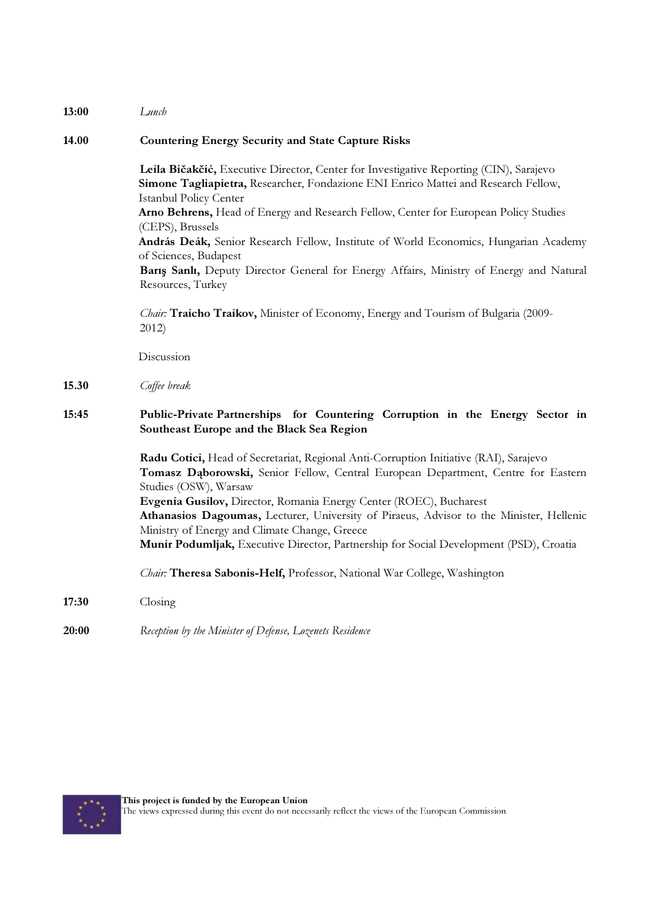**13:00** *Lunch*

**14.00** **Countering Energy Security and State Capture Risks**

**Leila Bičakčić,** Executive Director, Center for Investigative Reporting (CIN), Sarajevo
**Simone Tagliapietra,** Researcher, Fondazione ENI Enrico Mattei and Research Fellow, Istanbul Policy Center
**Arno Behrens,** Head of Energy and Research Fellow, Center for European Policy Studies (CEPS), Brussels
**András Deák,** Senior Research Fellow, Institute of World Economics, Hungarian Academy of Sciences, Budapest
**Barış Sanlı,** Deputy Director General for Energy Affairs, Ministry of Energy and Natural Resources, Turkey

*Chair:* **Traicho Traikov,** Minister of Economy, Energy and Tourism of Bulgaria (2009-2012)

Discussion

**15.30** *Coffee break*

**15:45** **Public-Private Partnerships for Countering Corruption in the Energy Sector in Southeast Europe and the Black Sea Region**

**Radu Cotici,** Head of Secretariat, Regional Anti-Corruption Initiative (RAI), Sarajevo
**Tomasz Dąborowski,** Senior Fellow, Central European Department, Centre for Eastern Studies (OSW), Warsaw
**Evgenia Gusilov,** Director, Romania Energy Center (ROEC), Bucharest
**Athanasios Dagoumas,** Lecturer, University of Piraeus, Advisor to the Minister, Hellenic Ministry of Energy and Climate Change, Greece
**Munir Podumljak,** Executive Director, Partnership for Social Development (PSD), Croatia

*Chair:* **Theresa Sabonis-Helf,** Professor, National War College, Washington

**17:30** Closing

**20:00** *Reception by the Minister of Defense, Lozenets Residence*

**This project is funded by the European Union**
The views expressed during this event do not necessarily reflect the views of the European Commission